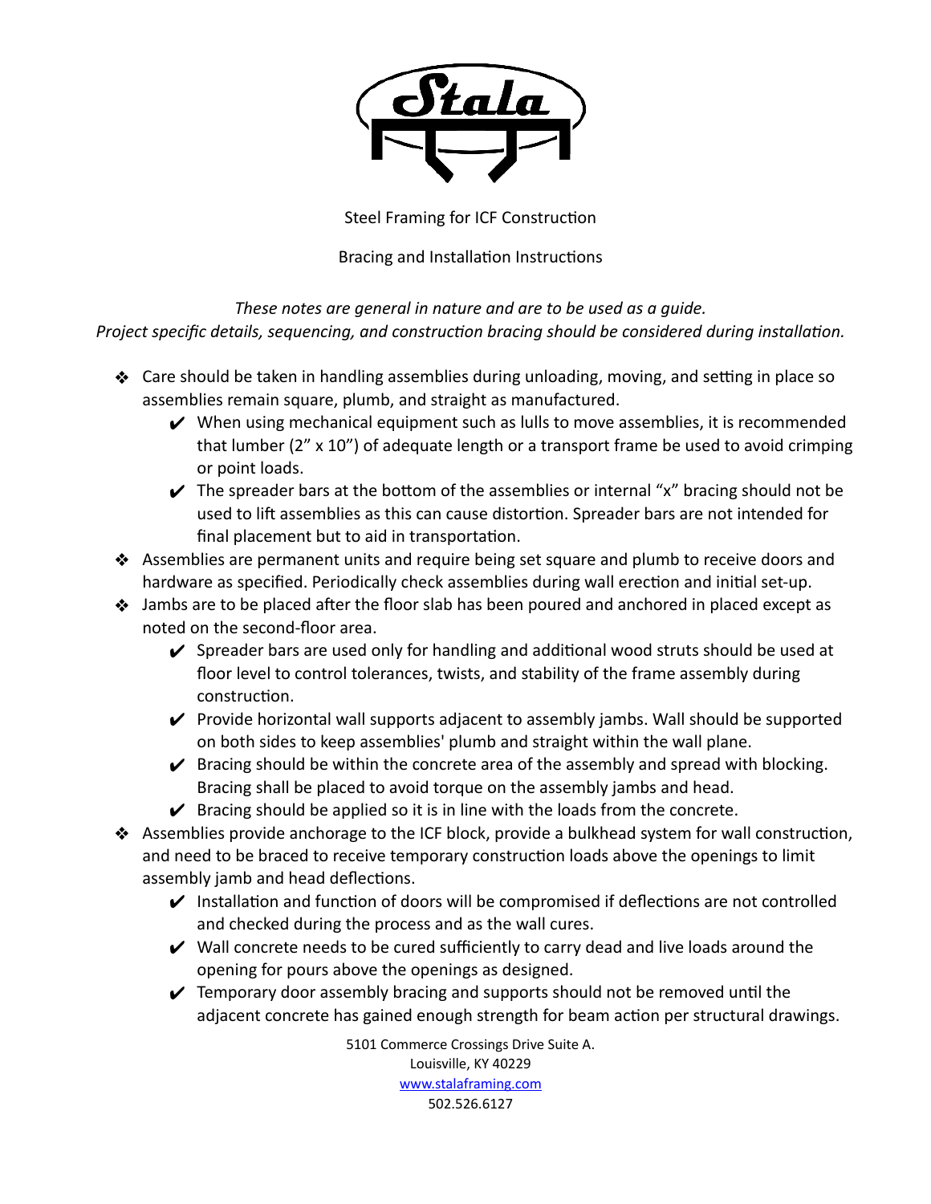# Stala

Steel Framing for ICF Construction

Bracing and Installation Instructions

*These notes are general in nature and are to be used as a guide.*
*Project specific details, sequencing, and construction bracing should be considered during installation.*

- Care should be taken in handling assemblies during unloading, moving, and setting in place so assemblies remain square, plumb, and straight as manufactured.
  - When using mechanical equipment such as lulls to move assemblies, it is recommended that lumber (2" x 10") of adequate length or a transport frame be used to avoid crimping or point loads.
  - The spreader bars at the bottom of the assemblies or internal "x" bracing should not be used to lift assemblies as this can cause distortion. Spreader bars are not intended for final placement but to aid in transportation.
- Assemblies are permanent units and require being set square and plumb to receive doors and hardware as specified. Periodically check assemblies during wall erection and initial set-up.
- Jambs are to be placed after the floor slab has been poured and anchored in placed except as noted on the second-floor area.
  - Spreader bars are used only for handling and additional wood struts should be used at floor level to control tolerances, twists, and stability of the frame assembly during construction.
  - Provide horizontal wall supports adjacent to assembly jambs. Wall should be supported on both sides to keep assemblies' plumb and straight within the wall plane.
  - Bracing should be within the concrete area of the assembly and spread with blocking. Bracing shall be placed to avoid torque on the assembly jambs and head.
  - Bracing should be applied so it is in line with the loads from the concrete.
- Assemblies provide anchorage to the ICF block, provide a bulkhead system for wall construction, and need to be braced to receive temporary construction loads above the openings to limit assembly jamb and head deflections.
  - Installation and function of doors will be compromised if deflections are not controlled and checked during the process and as the wall cures.
  - Wall concrete needs to be cured sufficiently to carry dead and live loads around the opening for pours above the openings as designed.
  - Temporary door assembly bracing and supports should not be removed until the adjacent concrete has gained enough strength for beam action per structural drawings.

5101 Commerce Crossings Drive Suite A.
Louisville, KY 40229
www.stalaframing.com
502.526.6127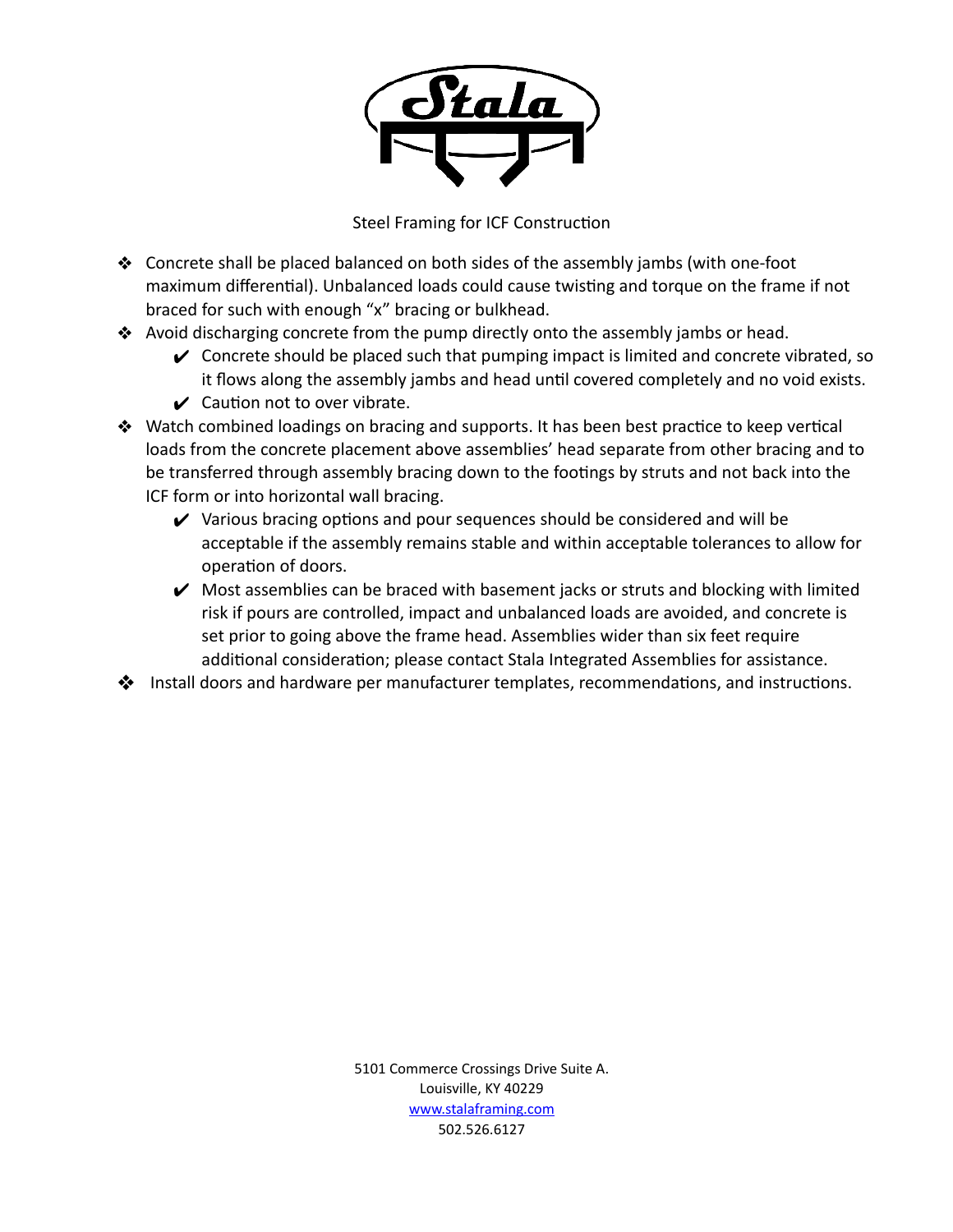Stala

Steel Framing for ICF Construction

- Concrete shall be placed balanced on both sides of the assembly jambs (with one-foot maximum differential). Unbalanced loads could cause twisting and torque on the frame if not braced for such with enough "x" bracing or bulkhead.
- Avoid discharging concrete from the pump directly onto the assembly jambs or head.
  - ✔ Concrete should be placed such that pumping impact is limited and concrete vibrated, so it flows along the assembly jambs and head until covered completely and no void exists.
  - ✔ Caution not to over vibrate.
- Watch combined loadings on bracing and supports. It has been best practice to keep vertical loads from the concrete placement above assemblies' head separate from other bracing and to be transferred through assembly bracing down to the footings by struts and not back into the ICF form or into horizontal wall bracing.
  - ✔ Various bracing options and pour sequences should be considered and will be acceptable if the assembly remains stable and within acceptable tolerances to allow for operation of doors.
  - ✔ Most assemblies can be braced with basement jacks or struts and blocking with limited risk if pours are controlled, impact and unbalanced loads are avoided, and concrete is set prior to going above the frame head. Assemblies wider than six feet require additional consideration; please contact Stala Integrated Assemblies for assistance.
- Install doors and hardware per manufacturer templates, recommendations, and instructions.

5101 Commerce Crossings Drive Suite A.
Louisville, KY 40229
[www.stalaframing.com](http://www.stalaframing.com)
502.526.6127